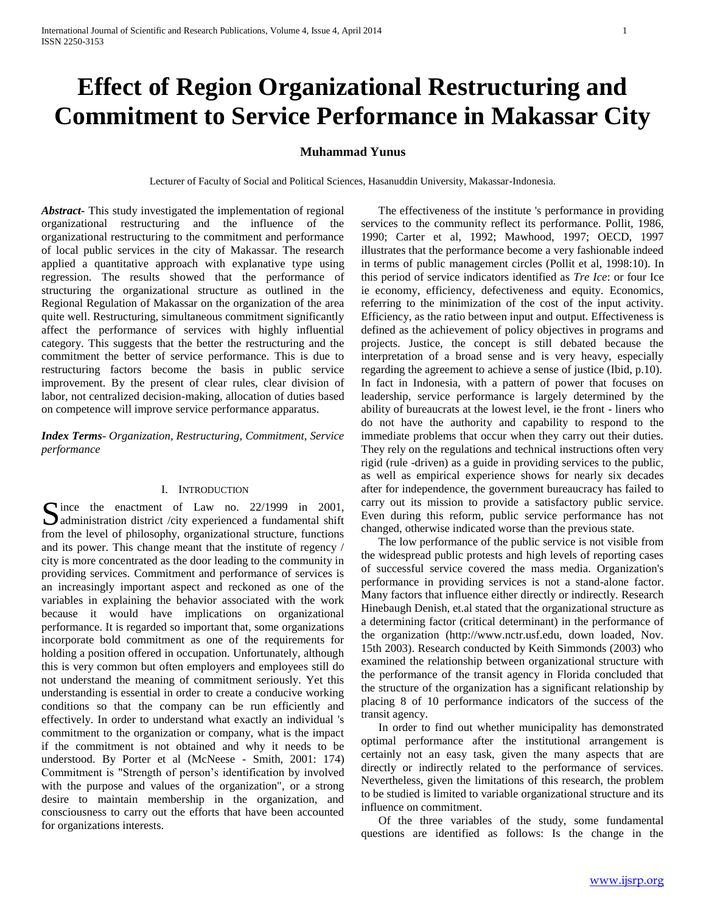# Effect of Region Organizational Restructuring and Commitment to Service Performance in Makassar City

**Muhammad Yunus**

Lecturer of Faculty of Social and Political Sciences, Hasanuddin University, Makassar-Indonesia.

***Abstract***- This study investigated the implementation of regional organizational restructuring and the influence of the organizational restructuring to the commitment and performance of local public services in the city of Makassar. The research applied a quantitative approach with explanative type using regression. The results showed that the performance of structuring the organizational structure as outlined in the Regional Regulation of Makassar on the organization of the area quite well. Restructuring, simultaneous commitment significantly affect the performance of services with highly influential category. This suggests that the better the restructuring and the commitment the better of service performance. This is due to restructuring factors become the basis in public service improvement. By the present of clear rules, clear division of labor, not centralized decision-making, allocation of duties based on competence will improve service performance apparatus.

***Index Terms***- *Organization, Restructuring, Commitment, Service performance*

## I. Introduction

Since the enactment of Law no. 22/1999 in 2001, administration district /city experienced a fundamental shift from the level of philosophy, organizational structure, functions and its power. This change meant that the institute of regency / city is more concentrated as the door leading to the community in providing services. Commitment and performance of services is an increasingly important aspect and reckoned as one of the variables in explaining the behavior associated with the work because it would have implications on organizational performance. It is regarded so important that, some organizations incorporate bold commitment as one of the requirements for holding a position offered in occupation. Unfortunately, although this is very common but often employers and employees still do not understand the meaning of commitment seriously. Yet this understanding is essential in order to create a conducive working conditions so that the company can be run efficiently and effectively. In order to understand what exactly an individual 's commitment to the organization or company, what is the impact if the commitment is not obtained and why it needs to be understood. By Porter et al (McNeese - Smith, 2001: 174) Commitment is "Strength of person's identification by involved with the purpose and values of the organization", or a strong desire to maintain membership in the organization, and consciousness to carry out the efforts that have been accounted for organizations interests.

The effectiveness of the institute 's performance in providing services to the community reflect its performance. Pollit, 1986, 1990; Carter et al, 1992; Mawhood, 1997; OECD, 1997 illustrates that the performance become a very fashionable indeed in terms of public management circles (Pollit et al, 1998:10). In this period of service indicators identified as *Tre Ice*: or four Ice ie economy, efficiency, defectiveness and equity. Economics, referring to the minimization of the cost of the input activity. Efficiency, as the ratio between input and output. Effectiveness is defined as the achievement of policy objectives in programs and projects. Justice, the concept is still debated because the interpretation of a broad sense and is very heavy, especially regarding the agreement to achieve a sense of justice (Ibid, p.10). In fact in Indonesia, with a pattern of power that focuses on leadership, service performance is largely determined by the ability of bureaucrats at the lowest level, ie the front - liners who do not have the authority and capability to respond to the immediate problems that occur when they carry out their duties. They rely on the regulations and technical instructions often very rigid (rule -driven) as a guide in providing services to the public, as well as empirical experience shows for nearly six decades after for independence, the government bureaucracy has failed to carry out its mission to provide a satisfactory public service. Even during this reform, public service performance has not changed, otherwise indicated worse than the previous state.

The low performance of the public service is not visible from the widespread public protests and high levels of reporting cases of successful service covered the mass media. Organization's performance in providing services is not a stand-alone factor. Many factors that influence either directly or indirectly. Research Hinebaugh Denish, et.al stated that the organizational structure as a determining factor (critical determinant) in the performance of the organization (http://www.nctr.usf.edu, down loaded, Nov. 15th 2003). Research conducted by Keith Simmonds (2003) who examined the relationship between organizational structure with the performance of the transit agency in Florida concluded that the structure of the organization has a significant relationship by placing 8 of 10 performance indicators of the success of the transit agency.

In order to find out whether municipality has demonstrated optimal performance after the institutional arrangement is certainly not an easy task, given the many aspects that are directly or indirectly related to the performance of services. Nevertheless, given the limitations of this research, the problem to be studied is limited to variable organizational structure and its influence on commitment.

Of the three variables of the study, some fundamental questions are identified as follows: Is the change in the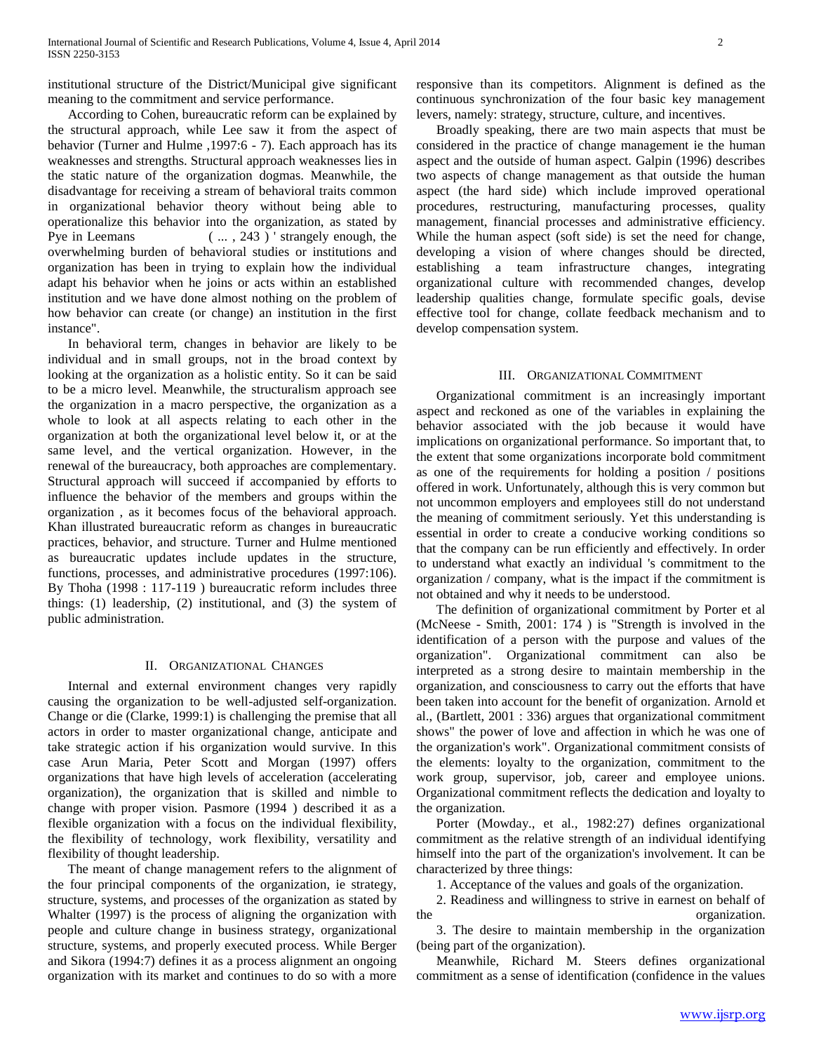institutional structure of the District/Municipal give significant meaning to the commitment and service performance.

According to Cohen, bureaucratic reform can be explained by the structural approach, while Lee saw it from the aspect of behavior (Turner and Hulme ,1997:6 - 7). Each approach has its weaknesses and strengths. Structural approach weaknesses lies in the static nature of the organization dogmas. Meanwhile, the disadvantage for receiving a stream of behavioral traits common in organizational behavior theory without being able to operationalize this behavior into the organization, as stated by Pye in Leemans ( ... , 243 ) ' strangely enough, the overwhelming burden of behavioral studies or institutions and organization has been in trying to explain how the individual adapt his behavior when he joins or acts within an established institution and we have done almost nothing on the problem of how behavior can create (or change) an institution in the first instance".

In behavioral term, changes in behavior are likely to be individual and in small groups, not in the broad context by looking at the organization as a holistic entity. So it can be said to be a micro level. Meanwhile, the structuralism approach see the organization in a macro perspective, the organization as a whole to look at all aspects relating to each other in the organization at both the organizational level below it, or at the same level, and the vertical organization. However, in the renewal of the bureaucracy, both approaches are complementary. Structural approach will succeed if accompanied by efforts to influence the behavior of the members and groups within the organization , as it becomes focus of the behavioral approach. Khan illustrated bureaucratic reform as changes in bureaucratic practices, behavior, and structure. Turner and Hulme mentioned as bureaucratic updates include updates in the structure, functions, processes, and administrative procedures (1997:106). By Thoha (1998 : 117-119 ) bureaucratic reform includes three things: (1) leadership, (2) institutional, and (3) the system of public administration.

## II. Organizational Changes

Internal and external environment changes very rapidly causing the organization to be well-adjusted self-organization. Change or die (Clarke, 1999:1) is challenging the premise that all actors in order to master organizational change, anticipate and take strategic action if his organization would survive. In this case Arun Maria, Peter Scott and Morgan (1997) offers organizations that have high levels of acceleration (accelerating organization), the organization that is skilled and nimble to change with proper vision. Pasmore (1994 ) described it as a flexible organization with a focus on the individual flexibility, the flexibility of technology, work flexibility, versatility and flexibility of thought leadership.

The meant of change management refers to the alignment of the four principal components of the organization, ie strategy, structure, systems, and processes of the organization as stated by Whalter (1997) is the process of aligning the organization with people and culture change in business strategy, organizational structure, systems, and properly executed process. While Berger and Sikora (1994:7) defines it as a process alignment an ongoing organization with its market and continues to do so with a more responsive than its competitors. Alignment is defined as the continuous synchronization of the four basic key management levers, namely: strategy, structure, culture, and incentives.

Broadly speaking, there are two main aspects that must be considered in the practice of change management ie the human aspect and the outside of human aspect. Galpin (1996) describes two aspects of change management as that outside the human aspect (the hard side) which include improved operational procedures, restructuring, manufacturing processes, quality management, financial processes and administrative efficiency. While the human aspect (soft side) is set the need for change, developing a vision of where changes should be directed, establishing a team infrastructure changes, integrating organizational culture with recommended changes, develop leadership qualities change, formulate specific goals, devise effective tool for change, collate feedback mechanism and to develop compensation system.

## III. Organizational Commitment

Organizational commitment is an increasingly important aspect and reckoned as one of the variables in explaining the behavior associated with the job because it would have implications on organizational performance. So important that, to the extent that some organizations incorporate bold commitment as one of the requirements for holding a position / positions offered in work. Unfortunately, although this is very common but not uncommon employers and employees still do not understand the meaning of commitment seriously. Yet this understanding is essential in order to create a conducive working conditions so that the company can be run efficiently and effectively. In order to understand what exactly an individual 's commitment to the organization / company, what is the impact if the commitment is not obtained and why it needs to be understood.

The definition of organizational commitment by Porter et al (McNeese - Smith, 2001: 174 ) is "Strength is involved in the identification of a person with the purpose and values of the organization". Organizational commitment can also be interpreted as a strong desire to maintain membership in the organization, and consciousness to carry out the efforts that have been taken into account for the benefit of organization. Arnold et al., (Bartlett, 2001 : 336) argues that organizational commitment shows" the power of love and affection in which he was one of the organization's work". Organizational commitment consists of the elements: loyalty to the organization, commitment to the work group, supervisor, job, career and employee unions. Organizational commitment reflects the dedication and loyalty to the organization.

Porter (Mowday., et al., 1982:27) defines organizational commitment as the relative strength of an individual identifying himself into the part of the organization's involvement. It can be characterized by three things:

1. Acceptance of the values and goals of the organization.

2. Readiness and willingness to strive in earnest on behalf of the organization.

3. The desire to maintain membership in the organization (being part of the organization).

Meanwhile, Richard M. Steers defines organizational commitment as a sense of identification (confidence in the values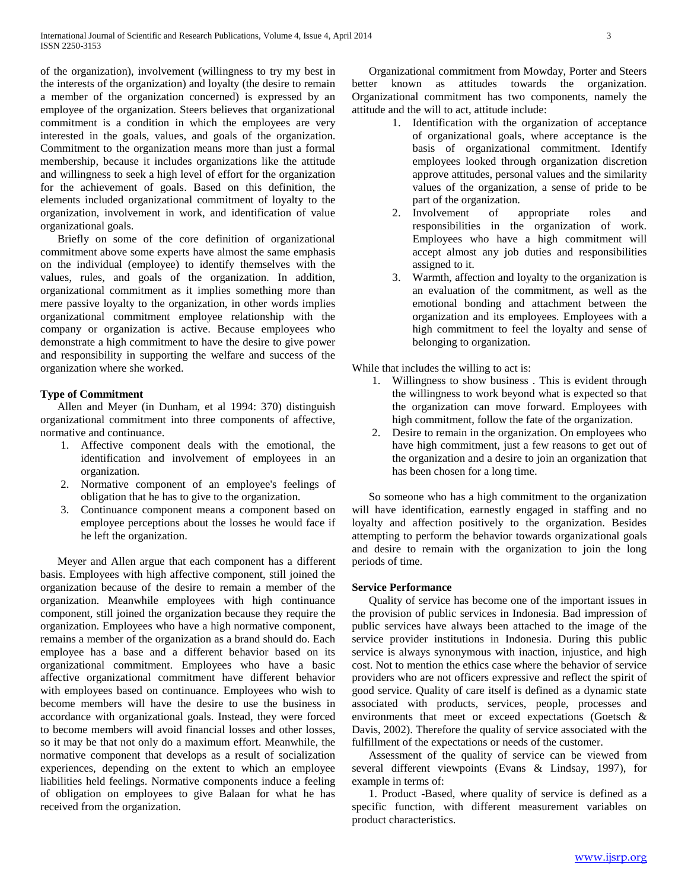of the organization), involvement (willingness to try my best in the interests of the organization) and loyalty (the desire to remain a member of the organization concerned) is expressed by an employee of the organization. Steers believes that organizational commitment is a condition in which the employees are very interested in the goals, values, and goals of the organization. Commitment to the organization means more than just a formal membership, because it includes organizations like the attitude and willingness to seek a high level of effort for the organization for the achievement of goals. Based on this definition, the elements included organizational commitment of loyalty to the organization, involvement in work, and identification of value organizational goals.

Briefly on some of the core definition of organizational commitment above some experts have almost the same emphasis on the individual (employee) to identify themselves with the values, rules, and goals of the organization. In addition, organizational commitment as it implies something more than mere passive loyalty to the organization, in other words implies organizational commitment employee relationship with the company or organization is active. Because employees who demonstrate a high commitment to have the desire to give power and responsibility in supporting the welfare and success of the organization where she worked.

**Type of Commitment**

Allen and Meyer (in Dunham, et al 1994: 370) distinguish organizational commitment into three components of affective, normative and continuance.

1. Affective component deals with the emotional, the identification and involvement of employees in an organization.
2. Normative component of an employee's feelings of obligation that he has to give to the organization.
3. Continuance component means a component based on employee perceptions about the losses he would face if he left the organization.

Meyer and Allen argue that each component has a different basis. Employees with high affective component, still joined the organization because of the desire to remain a member of the organization. Meanwhile employees with high continuance component, still joined the organization because they require the organization. Employees who have a high normative component, remains a member of the organization as a brand should do. Each employee has a base and a different behavior based on its organizational commitment. Employees who have a basic affective organizational commitment have different behavior with employees based on continuance. Employees who wish to become members will have the desire to use the business in accordance with organizational goals. Instead, they were forced to become members will avoid financial losses and other losses, so it may be that not only do a maximum effort. Meanwhile, the normative component that develops as a result of socialization experiences, depending on the extent to which an employee liabilities held feelings. Normative components induce a feeling of obligation on employees to give Balaan for what he has received from the organization.

Organizational commitment from Mowday, Porter and Steers better known as attitudes towards the organization. Organizational commitment has two components, namely the attitude and the will to act, attitude include:

1. Identification with the organization of acceptance of organizational goals, where acceptance is the basis of organizational commitment. Identify employees looked through organization discretion approve attitudes, personal values and the similarity values of the organization, a sense of pride to be part of the organization.
2. Involvement of appropriate roles and responsibilities in the organization of work. Employees who have a high commitment will accept almost any job duties and responsibilities assigned to it.
3. Warmth, affection and loyalty to the organization is an evaluation of the commitment, as well as the emotional bonding and attachment between the organization and its employees. Employees with a high commitment to feel the loyalty and sense of belonging to organization.

While that includes the willing to act is:

1. Willingness to show business . This is evident through the willingness to work beyond what is expected so that the organization can move forward. Employees with high commitment, follow the fate of the organization.
2. Desire to remain in the organization. On employees who have high commitment, just a few reasons to get out of the organization and a desire to join an organization that has been chosen for a long time.

So someone who has a high commitment to the organization will have identification, earnestly engaged in staffing and no loyalty and affection positively to the organization. Besides attempting to perform the behavior towards organizational goals and desire to remain with the organization to join the long periods of time.

**Service Performance**

Quality of service has become one of the important issues in the provision of public services in Indonesia. Bad impression of public services have always been attached to the image of the service provider institutions in Indonesia. During this public service is always synonymous with inaction, injustice, and high cost. Not to mention the ethics case where the behavior of service providers who are not officers expressive and reflect the spirit of good service. Quality of care itself is defined as a dynamic state associated with products, services, people, processes and environments that meet or exceed expectations (Goetsch & Davis, 2002). Therefore the quality of service associated with the fulfillment of the expectations or needs of the customer.

Assessment of the quality of service can be viewed from several different viewpoints (Evans & Lindsay, 1997), for example in terms of:

1. Product -Based, where quality of service is defined as a specific function, with different measurement variables on product characteristics.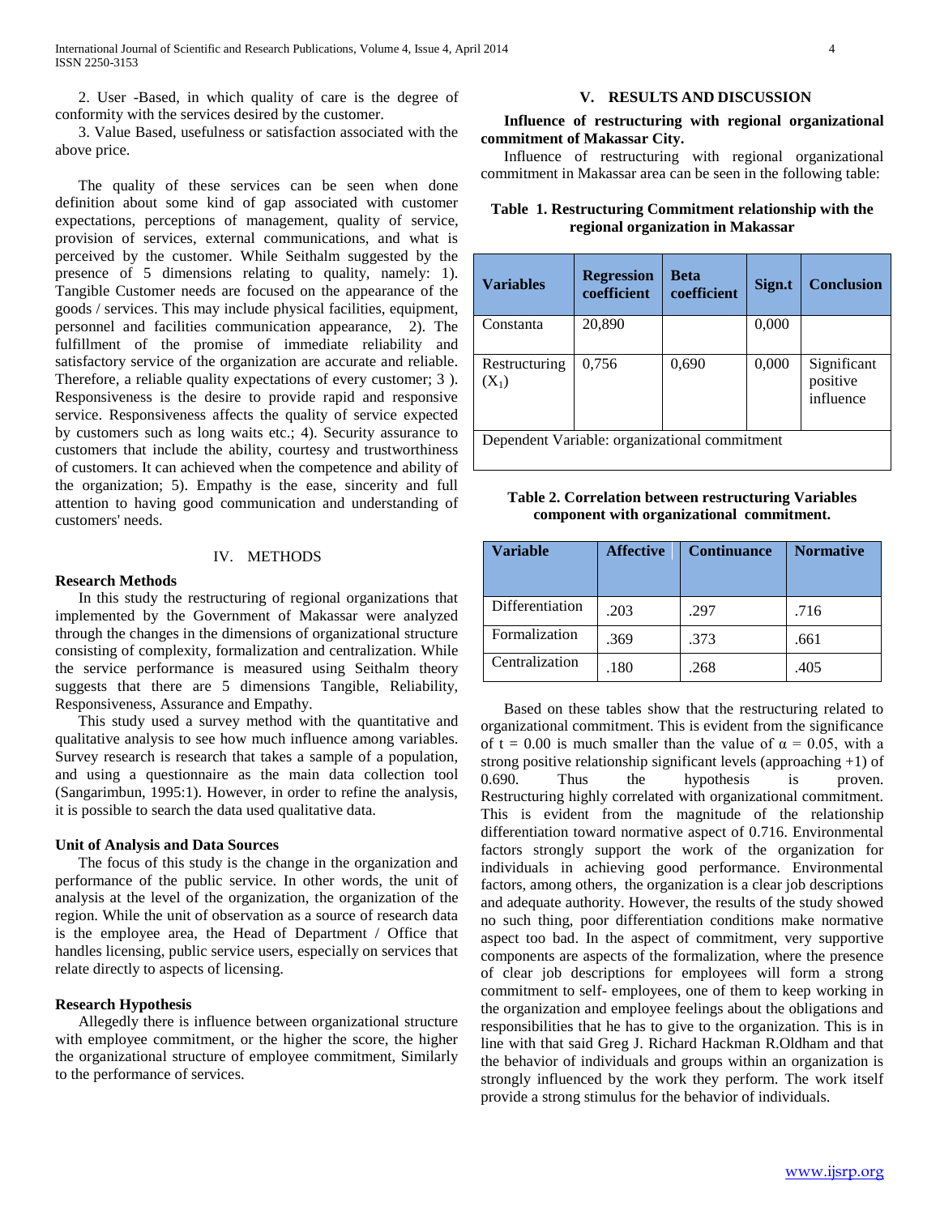2. User -Based, in which quality of care is the degree of conformity with the services desired by the customer.

3. Value Based, usefulness or satisfaction associated with the above price.

The quality of these services can be seen when done definition about some kind of gap associated with customer expectations, perceptions of management, quality of service, provision of services, external communications, and what is perceived by the customer. While Seithalm suggested by the presence of 5 dimensions relating to quality, namely: 1). Tangible Customer needs are focused on the appearance of the goods / services. This may include physical facilities, equipment, personnel and facilities communication appearance, 2). The fulfillment of the promise of immediate reliability and satisfactory service of the organization are accurate and reliable. Therefore, a reliable quality expectations of every customer; 3 ). Responsiveness is the desire to provide rapid and responsive service. Responsiveness affects the quality of service expected by customers such as long waits etc.; 4). Security assurance to customers that include the ability, courtesy and trustworthiness of customers. It can achieved when the competence and ability of the organization; 5). Empathy is the ease, sincerity and full attention to having good communication and understanding of customers' needs.

## IV. METHODS

### Research Methods

In this study the restructuring of regional organizations that implemented by the Government of Makassar were analyzed through the changes in the dimensions of organizational structure consisting of complexity, formalization and centralization. While the service performance is measured using Seithalm theory suggests that there are 5 dimensions Tangible, Reliability, Responsiveness, Assurance and Empathy.

This study used a survey method with the quantitative and qualitative analysis to see how much influence among variables. Survey research is research that takes a sample of a population, and using a questionnaire as the main data collection tool (Sangarimbun, 1995:1). However, in order to refine the analysis, it is possible to search the data used qualitative data.

### Unit of Analysis and Data Sources

The focus of this study is the change in the organization and performance of the public service. In other words, the unit of analysis at the level of the organization, the organization of the region. While the unit of observation as a source of research data is the employee area, the Head of Department / Office that handles licensing, public service users, especially on services that relate directly to aspects of licensing.

### Research Hypothesis

Allegedly there is influence between organizational structure with employee commitment, or the higher the score, the higher the organizational structure of employee commitment, Similarly to the performance of services.

## V. RESULTS AND DISCUSSION

**Influence of restructuring with regional organizational commitment of Makassar City.**

Influence of restructuring with regional organizational commitment in Makassar area can be seen in the following table:

**Table 1. Restructuring Commitment relationship with the regional organization in Makassar**

| Variables | Regression coefficient | Beta coefficient | Sign.t | Conclusion |
|---|---|---|---|---|
| Constanta | 20,890 | | 0,000 | |
| Restructuring ($X_1$) | 0,756 | 0,690 | 0,000 | Significant positive influence |
| Dependent Variable: organizational commitment | | | | |

**Table 2. Correlation between restructuring Variables component with organizational commitment.**

| Variable | Affective | Continuance | Normative |
|---|---|---|---|
| Differentiation | .203 | .297 | .716 |
| Formalization | .369 | .373 | .661 |
| Centralization | .180 | .268 | .405 |

Based on these tables show that the restructuring related to organizational commitment. This is evident from the significance of t = 0.00 is much smaller than the value of $\alpha = 0.05$, with a strong positive relationship significant levels (approaching +1) of 0.690. Thus the hypothesis is proven. Restructuring highly correlated with organizational commitment. This is evident from the magnitude of the relationship differentiation toward normative aspect of 0.716. Environmental factors strongly support the work of the organization for individuals in achieving good performance. Environmental factors, among others, the organization is a clear job descriptions and adequate authority. However, the results of the study showed no such thing, poor differentiation conditions make normative aspect too bad. In the aspect of commitment, very supportive components are aspects of the formalization, where the presence of clear job descriptions for employees will form a strong commitment to self- employees, one of them to keep working in the organization and employee feelings about the obligations and responsibilities that he has to give to the organization. This is in line with that said Greg J. Richard Hackman R.Oldham and that the behavior of individuals and groups within an organization is strongly influenced by the work they perform. The work itself provide a strong stimulus for the behavior of individuals.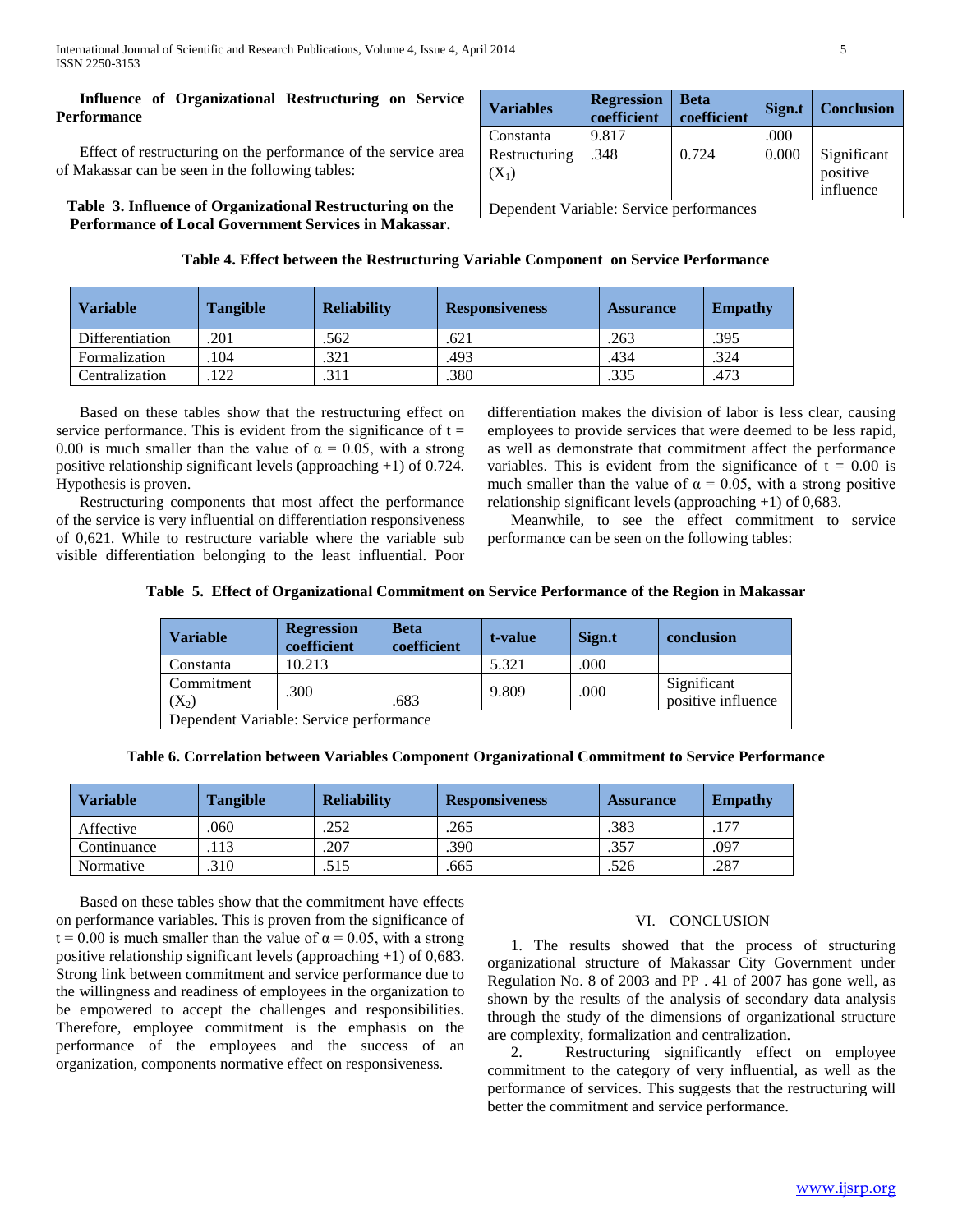**Influence of Organizational Restructuring on Service Performance**

Effect of restructuring on the performance of the service area of Makassar can be seen in the following tables:

**Table 3. Influence of Organizational Restructuring on the Performance of Local Government Services in Makassar.**

| Variables | Regression coefficient | Beta coefficient | Sign.t | Conclusion |
|---|---|---|---|---|
| Constanta | 9.817 | | .000 | |
| Restructuring ($X_1$) | .348 | 0.724 | 0.000 | Significant positive influence |
| Dependent Variable: Service performances | | | | |

**Table 4. Effect between the Restructuring Variable Component on Service Performance**

| Variable | Tangible | Reliability | Responsiveness | Assurance | Empathy |
|---|---|---|---|---|---|
| Differentiation | .201 | .562 | .621 | .263 | .395 |
| Formalization | .104 | .321 | .493 | .434 | .324 |
| Centralization | .122 | .311 | .380 | .335 | .473 |

Based on these tables show that the restructuring effect on service performance. This is evident from the significance of t = 0.00 is much smaller than the value of α = 0.05, with a strong positive relationship significant levels (approaching +1) of 0.724. Hypothesis is proven.

Restructuring components that most affect the performance of the service is very influential on differentiation responsiveness of 0,621. While to restructure variable where the variable sub visible differentiation belonging to the least influential. Poor differentiation makes the division of labor is less clear, causing employees to provide services that were deemed to be less rapid, as well as demonstrate that commitment affect the performance variables. This is evident from the significance of t = 0.00 is much smaller than the value of α = 0.05, with a strong positive relationship significant levels (approaching +1) of 0,683.

Meanwhile, to see the effect commitment to service performance can be seen on the following tables:

**Table 5. Effect of Organizational Commitment on Service Performance of the Region in Makassar**

| Variable | Regression coefficient | Beta coefficient | t-value | Sign.t | conclusion |
|---|---|---|---|---|---|
| Constanta | 10.213 | | 5.321 | .000 | |
| Commitment ($X_2$) | .300 | .683 | 9.809 | .000 | Significant positive influence |
| Dependent Variable: Service performance | | | | | |

**Table 6. Correlation between Variables Component Organizational Commitment to Service Performance**

| Variable | Tangible | Reliability | Responsiveness | Assurance | Empathy |
|---|---|---|---|---|---|
| Affective | .060 | .252 | .265 | .383 | .177 |
| Continuance | .113 | .207 | .390 | .357 | .097 |
| Normative | .310 | .515 | .665 | .526 | .287 |

Based on these tables show that the commitment have effects on performance variables. This is proven from the significance of t = 0.00 is much smaller than the value of α = 0.05, with a strong positive relationship significant levels (approaching +1) of 0,683. Strong link between commitment and service performance due to the willingness and readiness of employees in the organization to be empowered to accept the challenges and responsibilities. Therefore, employee commitment is the emphasis on the performance of the employees and the success of an organization, components normative effect on responsiveness.

## VI. CONCLUSION

1. The results showed that the process of structuring organizational structure of Makassar City Government under Regulation No. 8 of 2003 and PP . 41 of 2007 has gone well, as shown by the results of the analysis of secondary data analysis through the study of the dimensions of organizational structure are complexity, formalization and centralization.
2. Restructuring significantly effect on employee commitment to the category of very influential, as well as the performance of services. This suggests that the restructuring will better the commitment and service performance.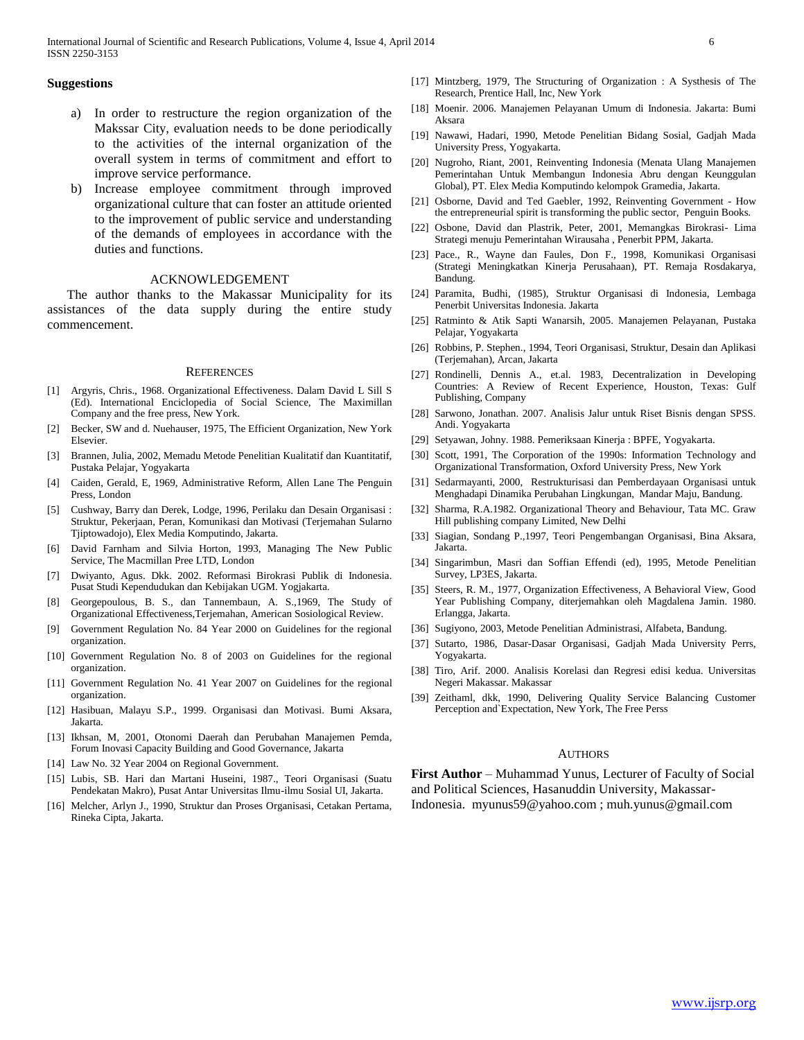### Suggestions

a) In order to restructure the region organization of the Makssar City, evaluation needs to be done periodically to the activities of the internal organization of the overall system in terms of commitment and effort to improve service performance.

b) Increase employee commitment through improved organizational culture that can foster an attitude oriented to the improvement of public service and understanding of the demands of employees in accordance with the duties and functions.

## ACKNOWLEDGEMENT

The author thanks to the Makassar Municipality for its assistances of the data supply during the entire study commencement.

## REFERENCES

[1] Argyris, Chris., 1968. Organizational Effectiveness. Dalam David L Sill S (Ed). International Enciclopedia of Social Science, The Maximillan Company and the free press, New York.

[2] Becker, SW and d. Nuehauser, 1975, The Efficient Organization, New York Elsevier.

[3] Brannen, Julia, 2002, Memadu Metode Penelitian Kualitatif dan Kuantitatif, Pustaka Pelajar, Yogyakarta

[4] Caiden, Gerald, E, 1969, Administrative Reform, Allen Lane The Penguin Press, London

[5] Cushway, Barry dan Derek, Lodge, 1996, Perilaku dan Desain Organisasi : Struktur, Pekerjaan, Peran, Komunikasi dan Motivasi (Terjemahan Sularno Tjiptowadojo), Elex Media Komputindo, Jakarta.

[6] David Farnham and Silvia Horton, 1993, Managing The New Public Service, The Macmillan Pree LTD, London

[7] Dwiyanto, Agus. Dkk. 2002. Reformasi Birokrasi Publik di Indonesia. Pusat Studi Kependudukan dan Kebijakan UGM. Yogjakarta.

[8] Georgepoulous, B. S., dan Tannembaun, A. S.,1969, The Study of Organizational Effectiveness,Terjemahan, American Sosiological Review.

[9] Government Regulation No. 84 Year 2000 on Guidelines for the regional organization.

[10] Government Regulation No. 8 of 2003 on Guidelines for the regional organization.

[11] Government Regulation No. 41 Year 2007 on Guidelines for the regional organization.

[12] Hasibuan, Malayu S.P., 1999. Organisasi dan Motivasi. Bumi Aksara, Jakarta.

[13] Ikhsan, M, 2001, Otonomi Daerah dan Perubahan Manajemen Pemda, Forum Inovasi Capacity Building and Good Governance, Jakarta

[14] Law No. 32 Year 2004 on Regional Government.

[15] Lubis, SB. Hari dan Martani Huseini, 1987., Teori Organisasi (Suatu Pendekatan Makro), Pusat Antar Universitas Ilmu-ilmu Sosial UI, Jakarta.

[16] Melcher, Arlyn J., 1990, Struktur dan Proses Organisasi, Cetakan Pertama, Rineka Cipta, Jakarta.

[17] Mintzberg, 1979, The Structuring of Organization : A Systhesis of The Research, Prentice Hall, Inc, New York

[18] Moenir. 2006. Manajemen Pelayanan Umum di Indonesia. Jakarta: Bumi Aksara

[19] Nawawi, Hadari, 1990, Metode Penelitian Bidang Sosial, Gadjah Mada University Press, Yogyakarta.

[20] Nugroho, Riant, 2001, Reinventing Indonesia (Menata Ulang Manajemen Pemerintahan Untuk Membangun Indonesia Abru dengan Keunggulan Global), PT. Elex Media Komputindo kelompok Gramedia, Jakarta.

[21] Osborne, David and Ted Gaebler, 1992, Reinventing Government - How the entrepreneurial spirit is transforming the public sector, Penguin Books.

[22] Osbone, David dan Plastrik, Peter, 2001, Memangkas Birokrasi- Lima Strategi menuju Pemerintahan Wirausaha , Penerbit PPM, Jakarta.

[23] Pace., R., Wayne dan Faules, Don F., 1998, Komunikasi Organisasi (Strategi Meningkatkan Kinerja Perusahaan), PT. Remaja Rosdakarya, Bandung.

[24] Paramita, Budhi, (1985), Struktur Organisasi di Indonesia, Lembaga Penerbit Universitas Indonesia. Jakarta

[25] Ratminto & Atik Sapti Wanarsih, 2005. Manajemen Pelayanan, Pustaka Pelajar, Yogyakarta

[26] Robbins, P. Stephen., 1994, Teori Organisasi, Struktur, Desain dan Aplikasi (Terjemahan), Arcan, Jakarta

[27] Rondinelli, Dennis A., et.al. 1983, Decentralization in Developing Countries: A Review of Recent Experience, Houston, Texas: Gulf Publishing, Company

[28] Sarwono, Jonathan. 2007. Analisis Jalur untuk Riset Bisnis dengan SPSS. Andi. Yogyakarta

[29] Setyawan, Johny. 1988. Pemeriksaan Kinerja : BPFE, Yogyakarta.

[30] Scott, 1991, The Corporation of the 1990s: Information Technology and Organizational Transformation, Oxford University Press, New York

[31] Sedarmayanti, 2000, Restrukturisasi dan Pemberdayaan Organisasi untuk Menghadapi Dinamika Perubahan Lingkungan, Mandar Maju, Bandung.

[32] Sharma, R.A.1982. Organizational Theory and Behaviour, Tata MC. Graw Hill publishing company Limited, New Delhi

[33] Siagian, Sondang P.,1997, Teori Pengembangan Organisasi, Bina Aksara, Jakarta.

[34] Singarimbun, Masri dan Soffian Effendi (ed), 1995, Metode Penelitian Survey, LP3ES, Jakarta.

[35] Steers, R. M., 1977, Organization Effectiveness, A Behavioral View, Good Year Publishing Company, diterjemahkan oleh Magdalena Jamin. 1980. Erlangga, Jakarta.

[36] Sugiyono, 2003, Metode Penelitian Administrasi, Alfabeta, Bandung.

[37] Sutarto, 1986, Dasar-Dasar Organisasi, Gadjah Mada University Perrs, Yogyakarta.

[38] Tiro, Arif. 2000. Analisis Korelasi dan Regresi edisi kedua. Universitas Negeri Makassar. Makassar

[39] Zeithaml, dkk, 1990, Delivering Quality Service Balancing Customer Perception and`Expectation, New York, The Free Perss

## AUTHORS

**First Author** – Muhammad Yunus, Lecturer of Faculty of Social and Political Sciences, Hasanuddin University, Makassar-Indonesia. myunus59@yahoo.com ; muh.yunus@gmail.com